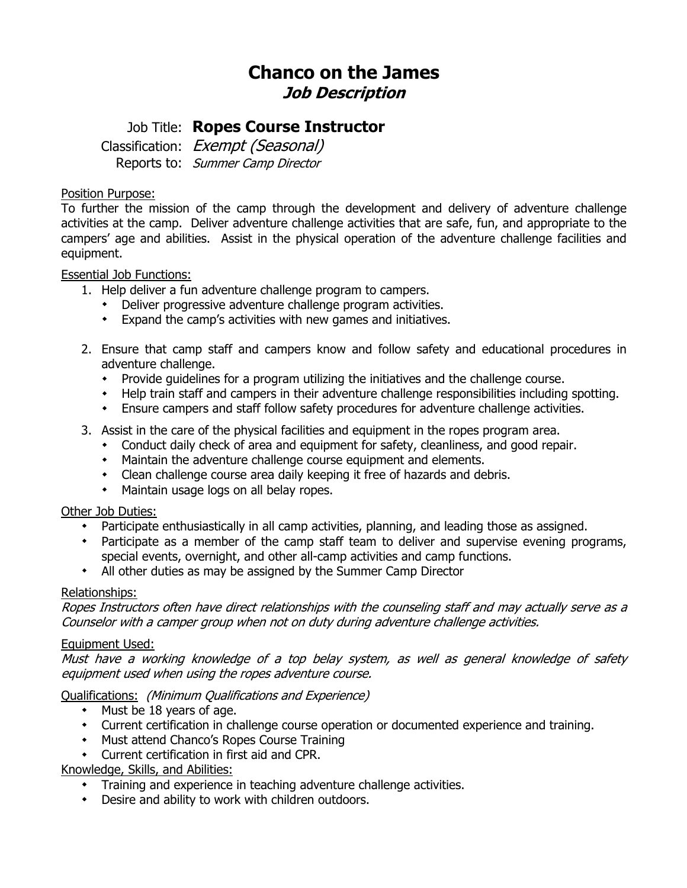# Chanco on the James

## *Job Description*

Job Title: **Ropes Course Instructor**
Classification: *Exempt (Seasonal)*
Reports to: *Summer Camp Director*

Position Purpose:
To further the mission of the camp through the development and delivery of adventure challenge activities at the camp. Deliver adventure challenge activities that are safe, fun, and appropriate to the campers' age and abilities. Assist in the physical operation of the adventure challenge facilities and equipment.

Essential Job Functions:

1. Help deliver a fun adventure challenge program to campers.
   - Deliver progressive adventure challenge program activities.
   - Expand the camp's activities with new games and initiatives.

2. Ensure that camp staff and campers know and follow safety and educational procedures in adventure challenge.
   - Provide guidelines for a program utilizing the initiatives and the challenge course.
   - Help train staff and campers in their adventure challenge responsibilities including spotting.
   - Ensure campers and staff follow safety procedures for adventure challenge activities.

3. Assist in the care of the physical facilities and equipment in the ropes program area.
   - Conduct daily check of area and equipment for safety, cleanliness, and good repair.
   - Maintain the adventure challenge course equipment and elements.
   - Clean challenge course area daily keeping it free of hazards and debris.
   - Maintain usage logs on all belay ropes.

Other Job Duties:

- Participate enthusiastically in all camp activities, planning, and leading those as assigned.
- Participate as a member of the camp staff team to deliver and supervise evening programs, special events, overnight, and other all-camp activities and camp functions.
- All other duties as may be assigned by the Summer Camp Director

Relationships:
*Ropes Instructors often have direct relationships with the counseling staff and may actually serve as a Counselor with a camper group when not on duty during adventure challenge activities.*

Equipment Used:
*Must have a working knowledge of a top belay system, as well as general knowledge of safety equipment used when using the ropes adventure course.*

Qualifications: *(Minimum Qualifications and Experience)*

- Must be 18 years of age.
- Current certification in challenge course operation or documented experience and training.
- Must attend Chanco's Ropes Course Training
- Current certification in first aid and CPR.

Knowledge, Skills, and Abilities:

- Training and experience in teaching adventure challenge activities.
- Desire and ability to work with children outdoors.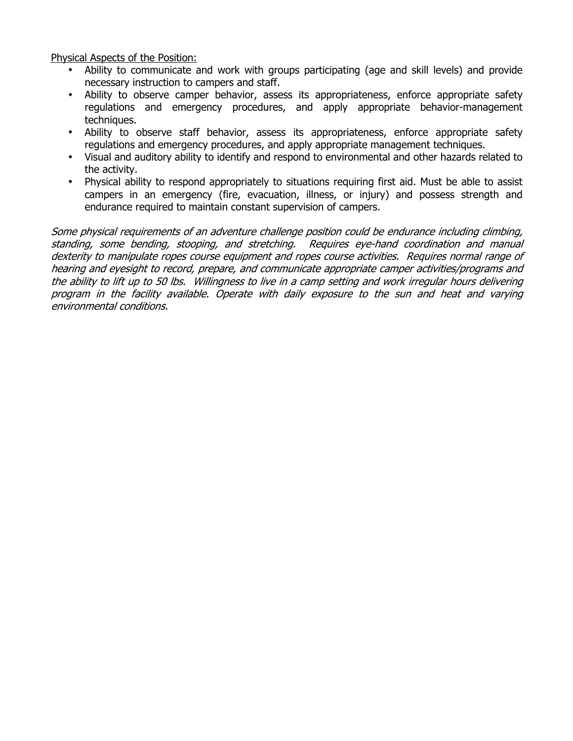<u>Physical Aspects of the Position:</u>

- Ability to communicate and work with groups participating (age and skill levels) and provide necessary instruction to campers and staff.
- Ability to observe camper behavior, assess its appropriateness, enforce appropriate safety regulations and emergency procedures, and apply appropriate behavior-management techniques.
- Ability to observe staff behavior, assess its appropriateness, enforce appropriate safety regulations and emergency procedures, and apply appropriate management techniques.
- Visual and auditory ability to identify and respond to environmental and other hazards related to the activity.
- Physical ability to respond appropriately to situations requiring first aid. Must be able to assist campers in an emergency (fire, evacuation, illness, or injury) and possess strength and endurance required to maintain constant supervision of campers.

*Some physical requirements of an adventure challenge position could be endurance including climbing, standing, some bending, stooping, and stretching. Requires eye-hand coordination and manual dexterity to manipulate ropes course equipment and ropes course activities. Requires normal range of hearing and eyesight to record, prepare, and communicate appropriate camper activities/programs and the ability to lift up to 50 lbs. Willingness to live in a camp setting and work irregular hours delivering program in the facility available. Operate with daily exposure to the sun and heat and varying environmental conditions.*